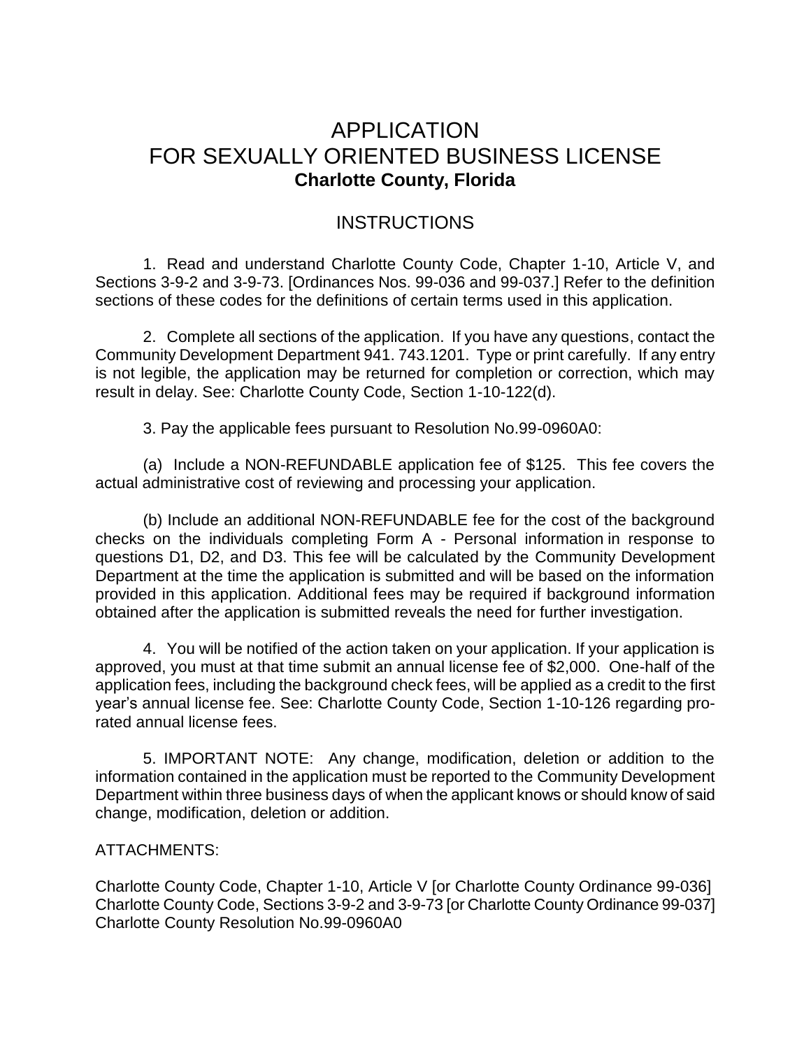# APPLICATION
# FOR SEXUALLY ORIENTED BUSINESS LICENSE
**Charlotte County, Florida**

## INSTRUCTIONS

1. Read and understand Charlotte County Code, Chapter 1-10, Article V, and Sections 3-9-2 and 3-9-73. [Ordinances Nos. 99-036 and 99-037.] Refer to the definition sections of these codes for the definitions of certain terms used in this application.

2. Complete all sections of the application. If you have any questions, contact the Community Development Department 941. 743.1201. Type or print carefully. If any entry is not legible, the application may be returned for completion or correction, which may result in delay. See: Charlotte County Code, Section 1-10-122(d).

3. Pay the applicable fees pursuant to Resolution No.99-0960A0:

(a) Include a NON-REFUNDABLE application fee of $125. This fee covers the actual administrative cost of reviewing and processing your application.

(b) Include an additional NON-REFUNDABLE fee for the cost of the background checks on the individuals completing Form A - Personal information in response to questions D1, D2, and D3. This fee will be calculated by the Community Development Department at the time the application is submitted and will be based on the information provided in this application. Additional fees may be required if background information obtained after the application is submitted reveals the need for further investigation.

4. You will be notified of the action taken on your application. If your application is approved, you must at that time submit an annual license fee of $2,000. One-half of the application fees, including the background check fees, will be applied as a credit to the first year's annual license fee. See: Charlotte County Code, Section 1-10-126 regarding pro-rated annual license fees.

5. IMPORTANT NOTE: Any change, modification, deletion or addition to the information contained in the application must be reported to the Community Development Department within three business days of when the applicant knows or should know of said change, modification, deletion or addition.

ATTACHMENTS:

Charlotte County Code, Chapter 1-10, Article V [or Charlotte County Ordinance 99-036]
Charlotte County Code, Sections 3-9-2 and 3-9-73 [or Charlotte County Ordinance 99-037]
Charlotte County Resolution No.99-0960A0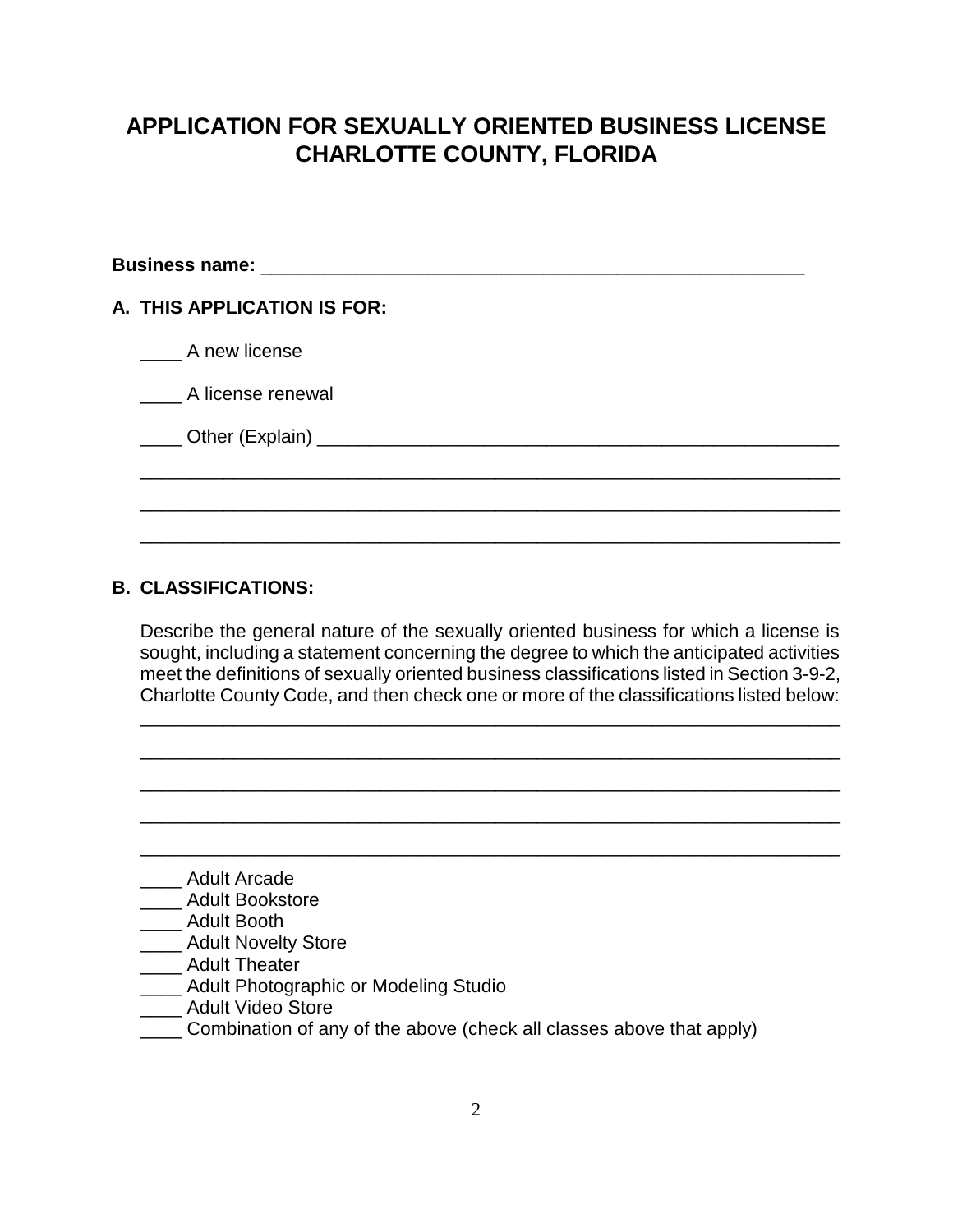# APPLICATION FOR SEXUALLY ORIENTED BUSINESS LICENSE CHARLOTTE COUNTY, FLORIDA

**Business name:** ______________________________________________________

**A. THIS APPLICATION IS FOR:**

____ A new license

____ A license renewal

____ Other (Explain) ____________________________________________________

_______________________________________________________________________

_______________________________________________________________________

_______________________________________________________________________

**B. CLASSIFICATIONS:**

Describe the general nature of the sexually oriented business for which a license is sought, including a statement concerning the degree to which the anticipated activities meet the definitions of sexually oriented business classifications listed in Section 3-9-2, Charlotte County Code, and then check one or more of the classifications listed below:

_______________________________________________________________________

_______________________________________________________________________

_______________________________________________________________________

_______________________________________________________________________

_______________________________________________________________________

____ Adult Arcade
____ Adult Bookstore
____ Adult Booth
____ Adult Novelty Store
____ Adult Theater
____ Adult Photographic or Modeling Studio
____ Adult Video Store
____ Combination of any of the above (check all classes above that apply)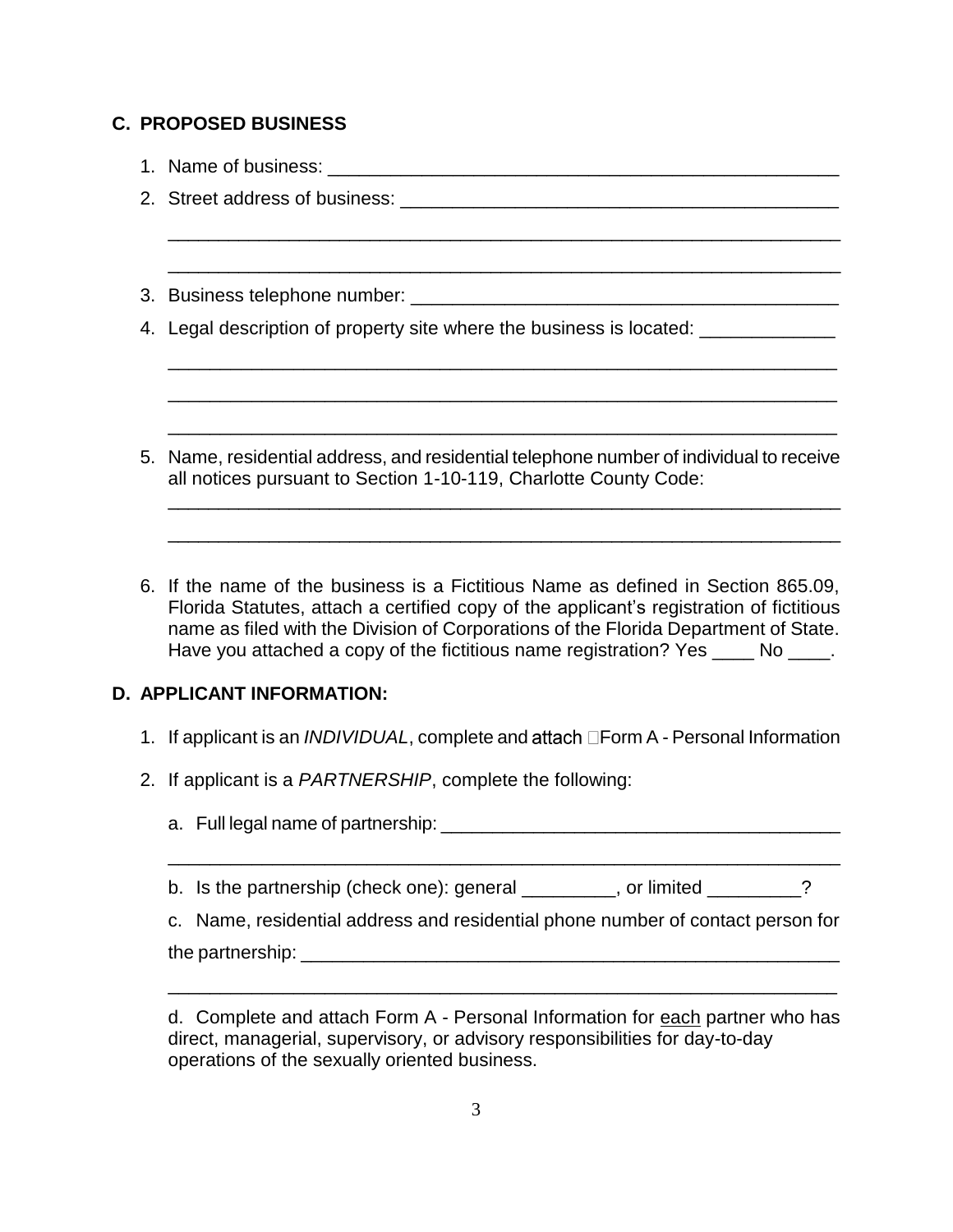## C. PROPOSED BUSINESS

1. Name of business: ____________________________________________________
2. Street address of business: ___________________________________________

   _________________________________________________________________

   _________________________________________________________________

3. Business telephone number: __________________________________________
4. Legal description of property site where the business is located: _____________

   _________________________________________________________________

   _________________________________________________________________

   _________________________________________________________________

5. Name, residential address, and residential telephone number of individual to receive all notices pursuant to Section 1-10-119, Charlotte County Code:

   _________________________________________________________________

   _________________________________________________________________

6. If the name of the business is a Fictitious Name as defined in Section 865.09, Florida Statutes, attach a certified copy of the applicant's registration of fictitious name as filed with the Division of Corporations of the Florida Department of State. Have you attached a copy of the fictitious name registration? Yes ____ No ____.

## D. APPLICANT INFORMATION:

1. If applicant is an *INDIVIDUAL*, complete and attach Form A - Personal Information

2. If applicant is a *PARTNERSHIP*, complete the following:

   a. Full legal name of partnership: _______________________________________

   _________________________________________________________________

   b. Is the partnership (check one): general _________, or limited _________?

   c. Name, residential address and residential phone number of contact person for the partnership: _____________________________________________________

   _________________________________________________________________

   d. Complete and attach Form A - Personal Information for each partner who has direct, managerial, supervisory, or advisory responsibilities for day-to-day operations of the sexually oriented business.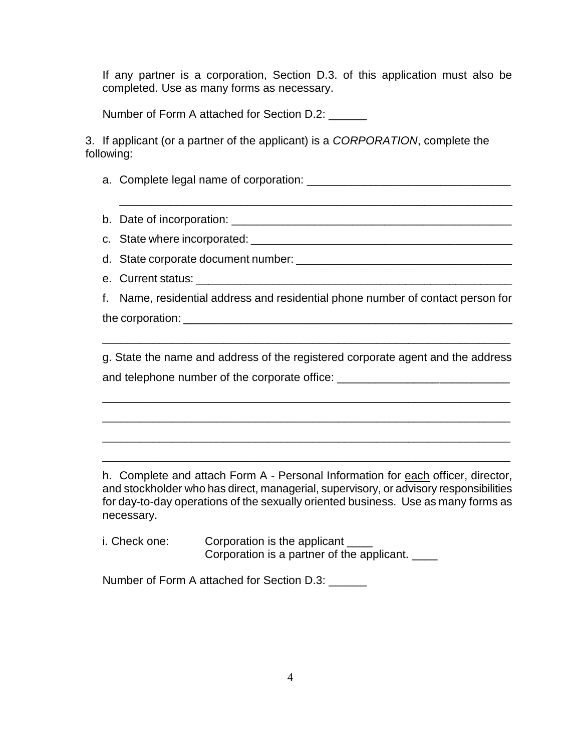If any partner is a corporation, Section D.3. of this application must also be completed. Use as many forms as necessary.

Number of Form A attached for Section D.2: ______

3. If applicant (or a partner of the applicant) is a *CORPORATION*, complete the following:

a. Complete legal name of corporation: ________________________________

_______________________________________________________________

b. Date of incorporation: ______________________________________________

c. State where incorporated: ___________________________________________

d. State corporate document number: ____________________________________

e. Current status: ____________________________________________________

f. Name, residential address and residential phone number of contact person for the corporation: ______________________________________________________

_______________________________________________________________

g. State the name and address of the registered corporate agent and the address and telephone number of the corporate office: ___________________________

_______________________________________________________________

_______________________________________________________________

_______________________________________________________________

_______________________________________________________________

h. Complete and attach Form A - Personal Information for each officer, director, and stockholder who has direct, managerial, supervisory, or advisory responsibilities for day-to-day operations of the sexually oriented business. Use as many forms as necessary.

i. Check one: Corporation is the applicant ____
Corporation is a partner of the applicant. ____

Number of Form A attached for Section D.3: ______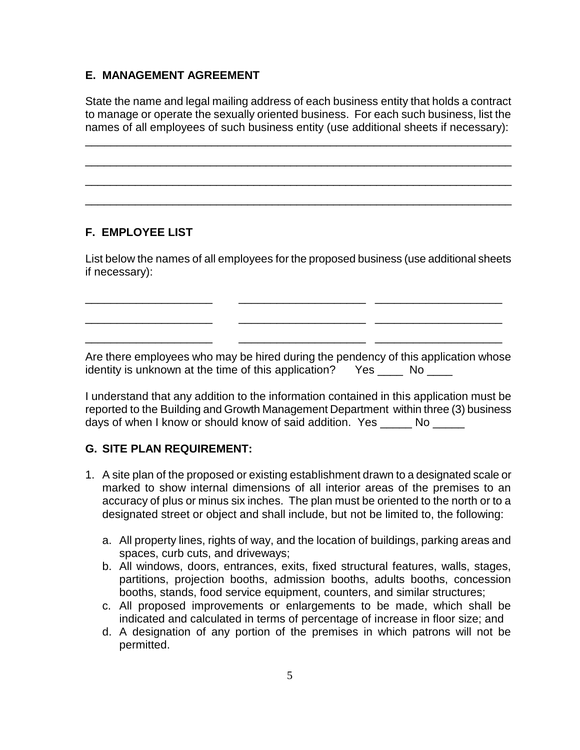## E. MANAGEMENT AGREEMENT

State the name and legal mailing address of each business entity that holds a contract to manage or operate the sexually oriented business. For each such business, list the names of all employees of such business entity (use additional sheets if necessary):

______________________________________________________________________

______________________________________________________________________

______________________________________________________________________

______________________________________________________________________

## F. EMPLOYEE LIST

List below the names of all employees for the proposed business (use additional sheets if necessary):

____________________ ____________________ ____________________

____________________ ____________________ ____________________

____________________ ____________________ ____________________

Are there employees who may be hired during the pendency of this application whose identity is unknown at the time of this application? Yes ____ No ____

I understand that any addition to the information contained in this application must be reported to the Building and Growth Management Department within three (3) business days of when I know or should know of said addition. Yes _____ No _____

## G. SITE PLAN REQUIREMENT:

1. A site plan of the proposed or existing establishment drawn to a designated scale or marked to show internal dimensions of all interior areas of the premises to an accuracy of plus or minus six inches. The plan must be oriented to the north or to a designated street or object and shall include, but not be limited to, the following:

   a. All property lines, rights of way, and the location of buildings, parking areas and spaces, curb cuts, and driveways;
   b. All windows, doors, entrances, exits, fixed structural features, walls, stages, partitions, projection booths, admission booths, adults booths, concession booths, stands, food service equipment, counters, and similar structures;
   c. All proposed improvements or enlargements to be made, which shall be indicated and calculated in terms of percentage of increase in floor size; and
   d. A designation of any portion of the premises in which patrons will not be permitted.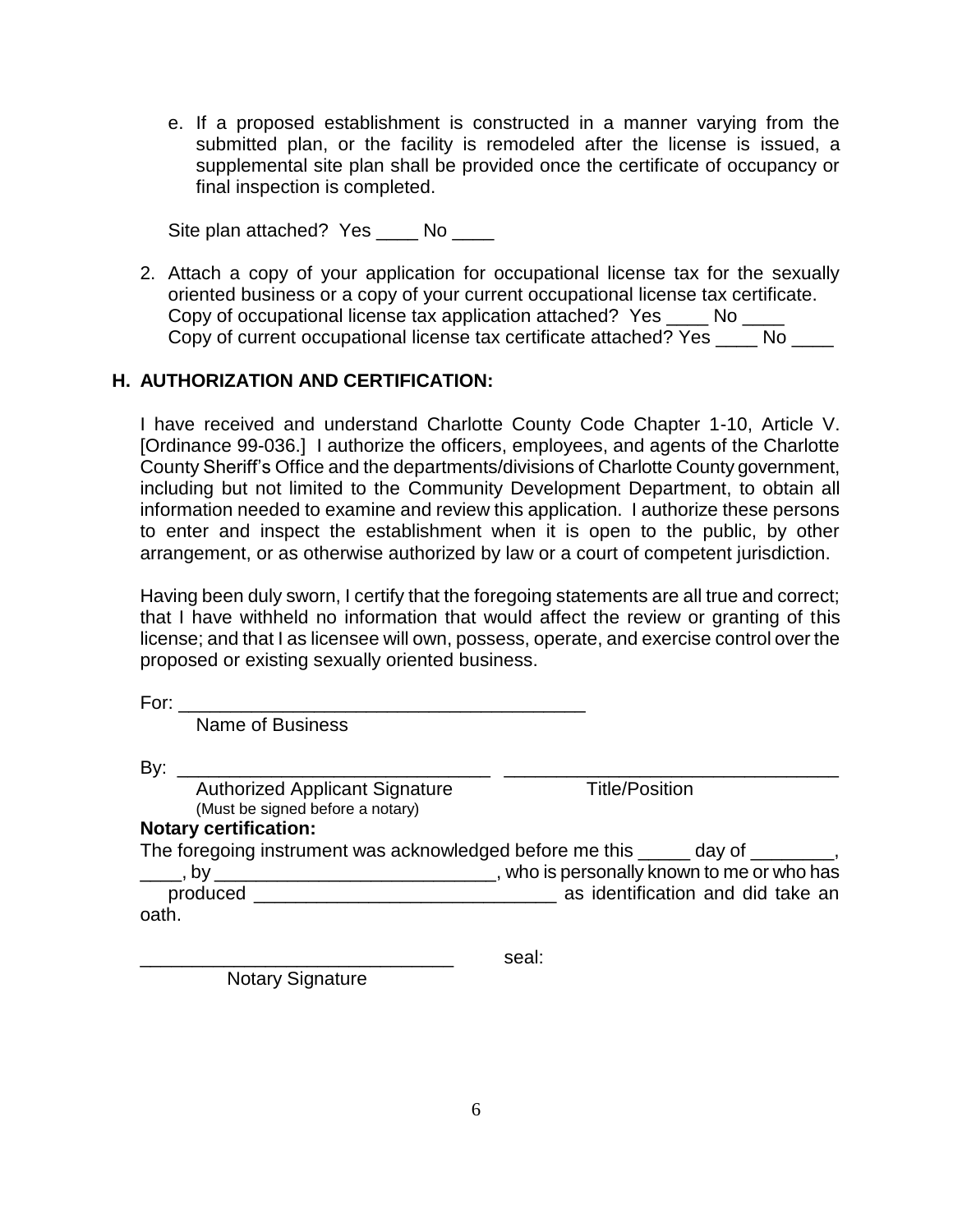e. If a proposed establishment is constructed in a manner varying from the submitted plan, or the facility is remodeled after the license is issued, a supplemental site plan shall be provided once the certificate of occupancy or final inspection is completed.

Site plan attached? Yes ____ No ____

2. Attach a copy of your application for occupational license tax for the sexually oriented business or a copy of your current occupational license tax certificate.
Copy of occupational license tax application attached? Yes ____ No ____
Copy of current occupational license tax certificate attached? Yes ____ No ____

## H. AUTHORIZATION AND CERTIFICATION:

I have received and understand Charlotte County Code Chapter 1-10, Article V. [Ordinance 99-036.] I authorize the officers, employees, and agents of the Charlotte County Sheriff's Office and the departments/divisions of Charlotte County government, including but not limited to the Community Development Department, to obtain all information needed to examine and review this application. I authorize these persons to enter and inspect the establishment when it is open to the public, by other arrangement, or as otherwise authorized by law or a court of competent jurisdiction.

Having been duly sworn, I certify that the foregoing statements are all true and correct; that I have withheld no information that would affect the review or granting of this license; and that I as licensee will own, possess, operate, and exercise control over the proposed or existing sexually oriented business.

For: ________________________________________
Name of Business

By: ______________________________ ________________________________
Authorized Applicant Signature (Must be signed before a notary) Title/Position

**Notary certification:**

The foregoing instrument was acknowledged before me this _____ day of ________, ____, by ___________________________, who is personally known to me or who has produced _____________________________ as identification and did take an oath.

______________________________ seal:
Notary Signature